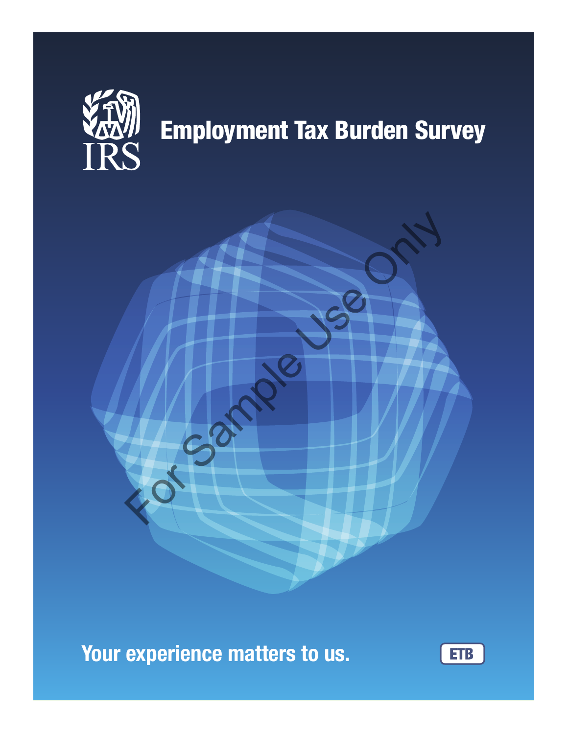IRS

# Employment Tax Burden Survey

For Sample Use Only

**Your experience matters to us.**

ETB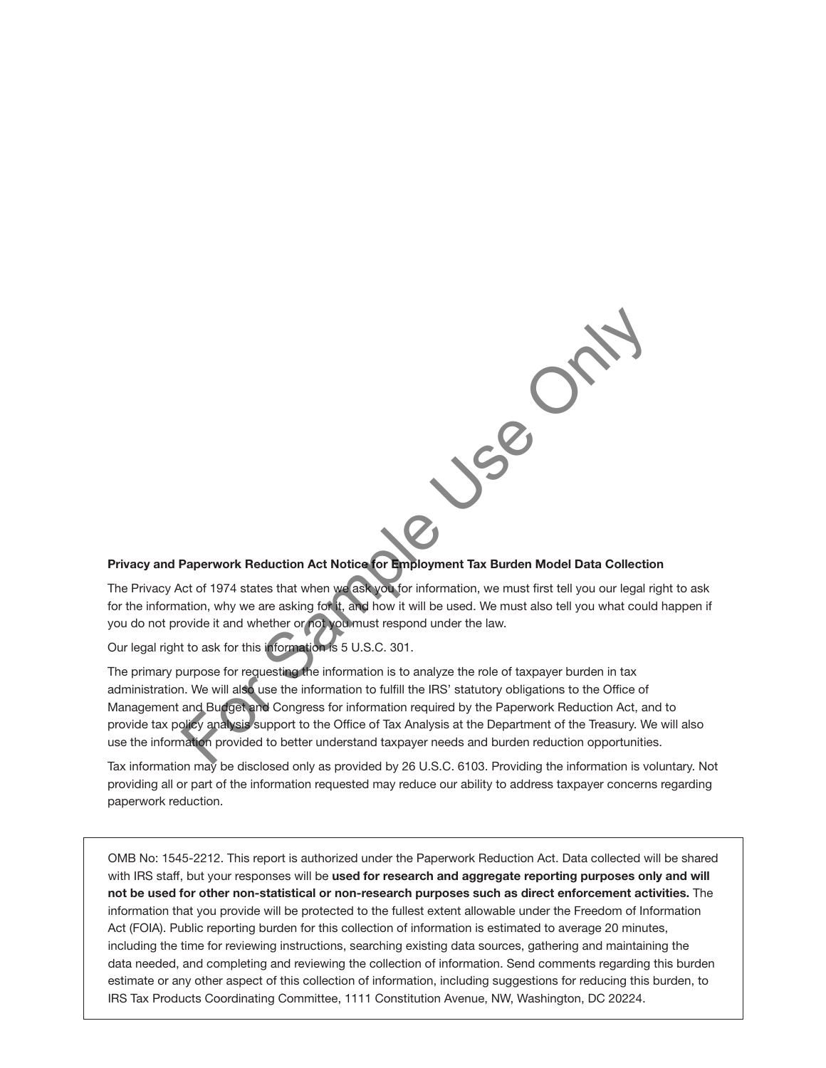**Privacy and Paperwork Reduction Act Notice for Employment Tax Burden Model Data Collection**

The Privacy Act of 1974 states that when we ask you for information, we must first tell you our legal right to ask for the information, why we are asking for it, and how it will be used. We must also tell you what could happen if you do not provide it and whether or not you must respond under the law.

Our legal right to ask for this information is 5 U.S.C. 301.

The primary purpose for requesting the information is to analyze the role of taxpayer burden in tax administration. We will also use the information to fulfill the IRS' statutory obligations to the Office of Management and Budget and Congress for information required by the Paperwork Reduction Act, and to provide tax policy analysis support to the Office of Tax Analysis at the Department of the Treasury. We will also use the information provided to better understand taxpayer needs and burden reduction opportunities.

Tax information may be disclosed only as provided by 26 U.S.C. 6103. Providing the information is voluntary. Not providing all or part of the information requested may reduce our ability to address taxpayer concerns regarding paperwork reduction.

OMB No: 1545-2212. This report is authorized under the Paperwork Reduction Act. Data collected will be shared with IRS staff, but your responses will be **used for research and aggregate reporting purposes only and will not be used for other non-statistical or non-research purposes such as direct enforcement activities.** The information that you provide will be protected to the fullest extent allowable under the Freedom of Information Act (FOIA). Public reporting burden for this collection of information is estimated to average 20 minutes, including the time for reviewing instructions, searching existing data sources, gathering and maintaining the data needed, and completing and reviewing the collection of information. Send comments regarding this burden estimate or any other aspect of this collection of information, including suggestions for reducing this burden, to IRS Tax Products Coordinating Committee, 1111 Constitution Avenue, NW, Washington, DC 20224.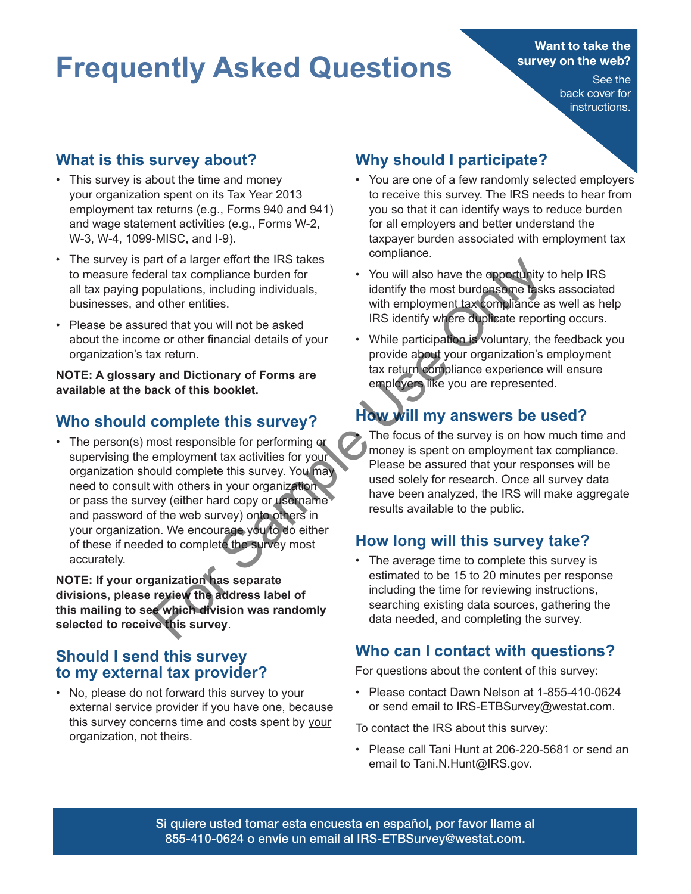# Frequently Asked Questions

**Want to take the survey on the web?**

See the back cover for instructions.

## What is this survey about?

- This survey is about the time and money your organization spent on its Tax Year 2013 employment tax returns (e.g., Forms 940 and 941) and wage statement activities (e.g., Forms W-2, W-3, W-4, 1099-MISC, and I-9).
- The survey is part of a larger effort the IRS takes to measure federal tax compliance burden for all tax paying populations, including individuals, businesses, and other entities.
- Please be assured that you will not be asked about the income or other financial details of your organization's tax return.

**NOTE: A glossary and Dictionary of Forms are available at the back of this booklet.**

## Who should complete this survey?

- The person(s) most responsible for performing or supervising the employment tax activities for your organization should complete this survey. You may need to consult with others in your organization or pass the survey (either hard copy or username and password of the web survey) onto others in your organization. We encourage you to do either of these if needed to complete the survey most accurately.

**NOTE: If your organization has separate divisions, please review the address label of this mailing to see which division was randomly selected to receive this survey**.

## Should I send this survey to my external tax provider?

- No, please do not forward this survey to your external service provider if you have one, because this survey concerns time and costs spent by your organization, not theirs.

## Why should I participate?

- You are one of a few randomly selected employers to receive this survey. The IRS needs to hear from you so that it can identify ways to reduce burden for all employers and better understand the taxpayer burden associated with employment tax compliance.
- You will also have the opportunity to help IRS identify the most burdensome tasks associated with employment tax compliance as well as help IRS identify where duplicate reporting occurs.
- While participation is voluntary, the feedback you provide about your organization's employment tax return compliance experience will ensure employers like you are represented.

## How will my answers be used?

- The focus of the survey is on how much time and money is spent on employment tax compliance. Please be assured that your responses will be used solely for research. Once all survey data have been analyzed, the IRS will make aggregate results available to the public.

## How long will this survey take?

- The average time to complete this survey is estimated to be 15 to 20 minutes per response including the time for reviewing instructions, searching existing data sources, gathering the data needed, and completing the survey.

## Who can I contact with questions?

For questions about the content of this survey:

- Please contact Dawn Nelson at 1-855-410-0624 or send email to IRS-ETBSurvey@westat.com.

To contact the IRS about this survey:

- Please call Tani Hunt at 206-220-5681 or send an email to Tani.N.Hunt@IRS.gov.

Si quiere usted tomar esta encuesta en español, por favor llame al 855-410-0624 o envíe un email al IRS-ETBSurvey@westat.com.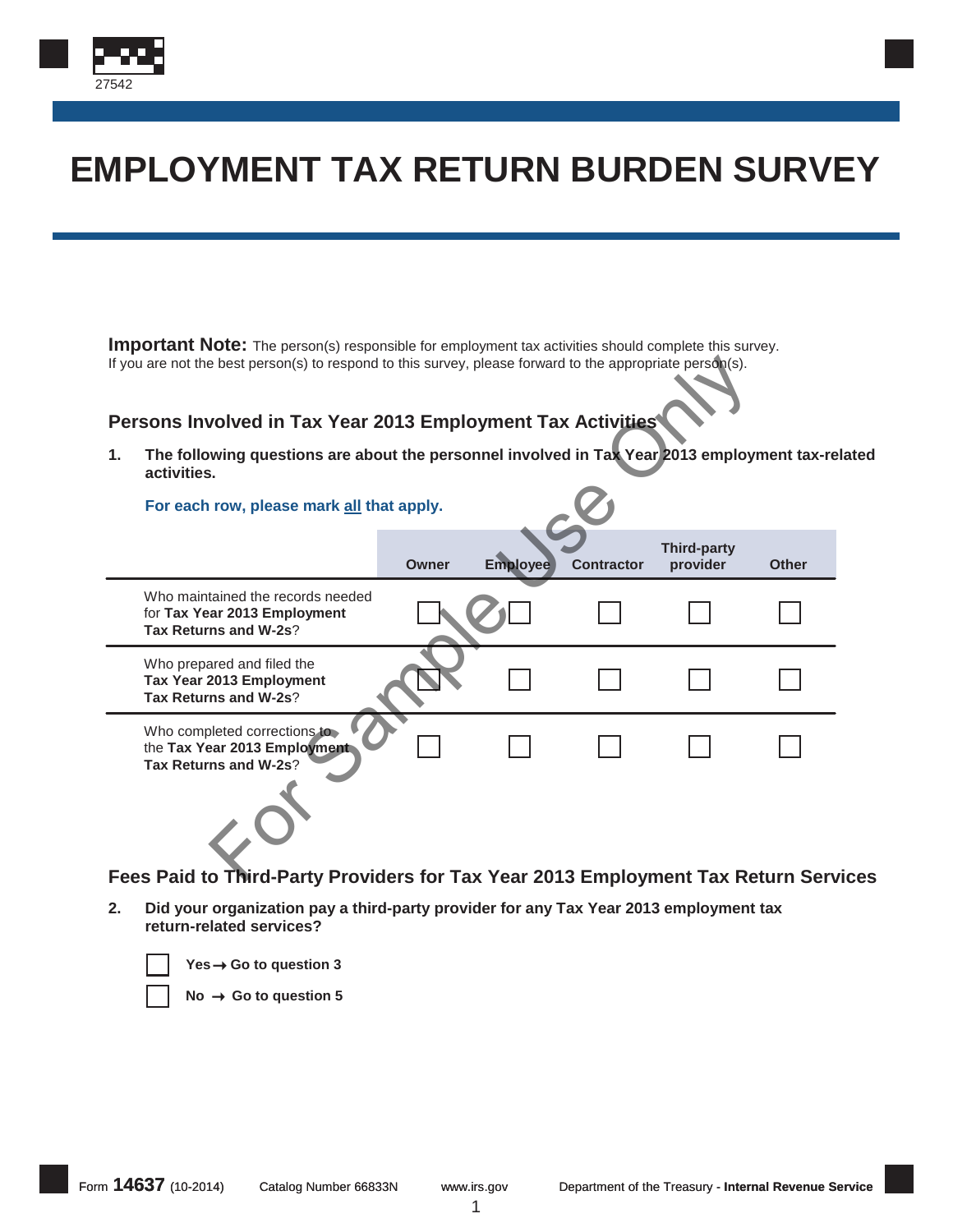# EMPLOYMENT TAX RETURN BURDEN SURVEY

**Important Note:** The person(s) responsible for employment tax activities should complete this survey. If you are not the best person(s) to respond to this survey, please forward to the appropriate person(s).

## Persons Involved in Tax Year 2013 Employment Tax Activities

**1. The following questions are about the personnel involved in Tax Year 2013 employment tax-related activities.**

**For each row, please mark all that apply.**

| | Owner | Employee | Contractor | Third-party provider | Other |
|---|---|---|---|---|---|
| Who maintained the records needed for **Tax Year 2013 Employment Tax Returns and W-2s**? | ☐ | ☐ | ☐ | ☐ | ☐ |
| Who prepared and filed the **Tax Year 2013 Employment Tax Returns and W-2s**? | ☐ | ☐ | ☐ | ☐ | ☐ |
| Who completed corrections to the **Tax Year 2013 Employment Tax Returns and W-2s**? | ☐ | ☐ | ☐ | ☐ | ☐ |

## Fees Paid to Third-Party Providers for Tax Year 2013 Employment Tax Return Services

**2. Did your organization pay a third-party provider for any Tax Year 2013 employment tax return-related services?**

☐ **Yes → Go to question 3**

☐ **No → Go to question 5**

Form **14637** (10-2014) Catalog Number 66833N www.irs.gov Department of the Treasury - **Internal Revenue Service**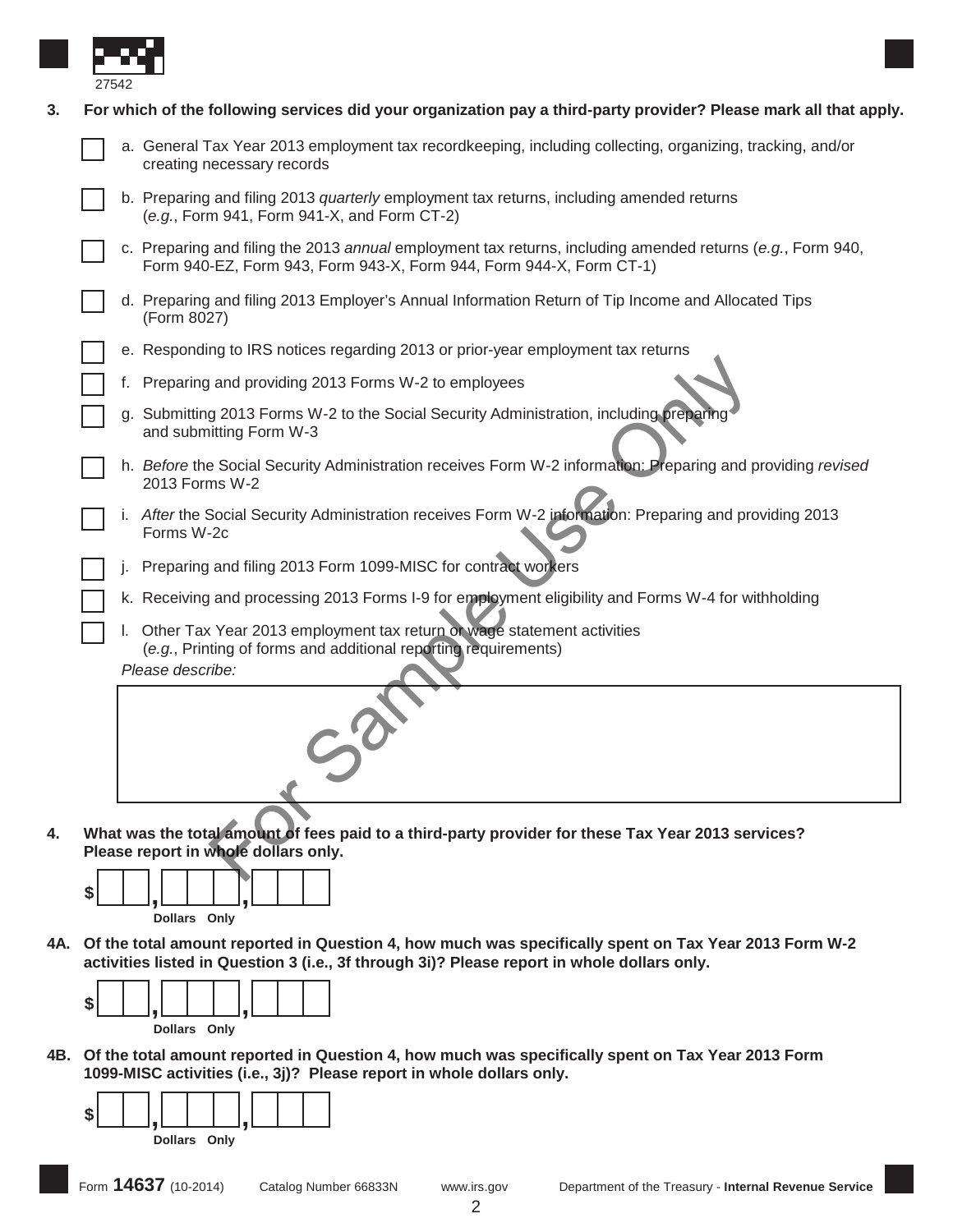**3. For which of the following services did your organization pay a third-party provider? Please mark all that apply.**

- ☐ a. General Tax Year 2013 employment tax recordkeeping, including collecting, organizing, tracking, and/or creating necessary records
- ☐ b. Preparing and filing 2013 *quarterly* employment tax returns, including amended returns (*e.g.*, Form 941, Form 941-X, and Form CT-2)
- ☐ c. Preparing and filing the 2013 *annual* employment tax returns, including amended returns (*e.g.*, Form 940, Form 940-EZ, Form 943, Form 943-X, Form 944, Form 944-X, Form CT-1)
- ☐ d. Preparing and filing 2013 Employer's Annual Information Return of Tip Income and Allocated Tips (Form 8027)
- ☐ e. Responding to IRS notices regarding 2013 or prior-year employment tax returns
- ☐ f. Preparing and providing 2013 Forms W-2 to employees
- ☐ g. Submitting 2013 Forms W-2 to the Social Security Administration, including preparing and submitting Form W-3
- ☐ h. *Before* the Social Security Administration receives Form W-2 information: Preparing and providing *revised* 2013 Forms W-2
- ☐ i. *After* the Social Security Administration receives Form W-2 information: Preparing and providing 2013 Forms W-2c
- ☐ j. Preparing and filing 2013 Form 1099-MISC for contract workers
- ☐ k. Receiving and processing 2013 Forms I-9 for employment eligibility and Forms W-4 for withholding
- ☐ l. Other Tax Year 2013 employment tax return or wage statement activities (*e.g.*, Printing of forms and additional reporting requirements)

*Please describe:*

| |
|---|
| |

**4. What was the total amount of fees paid to a third-party provider for these Tax Year 2013 services? Please report in whole dollars only.**

$ ___ , ___ , ___
Dollars Only

**4A. Of the total amount reported in Question 4, how much was specifically spent on Tax Year 2013 Form W-2 activities listed in Question 3 (i.e., 3f through 3i)? Please report in whole dollars only.**

$ ___ , ___ , ___
Dollars Only

**4B. Of the total amount reported in Question 4, how much was specifically spent on Tax Year 2013 Form 1099-MISC activities (i.e., 3j)? Please report in whole dollars only.**

$ ___ , ___ , ___
Dollars Only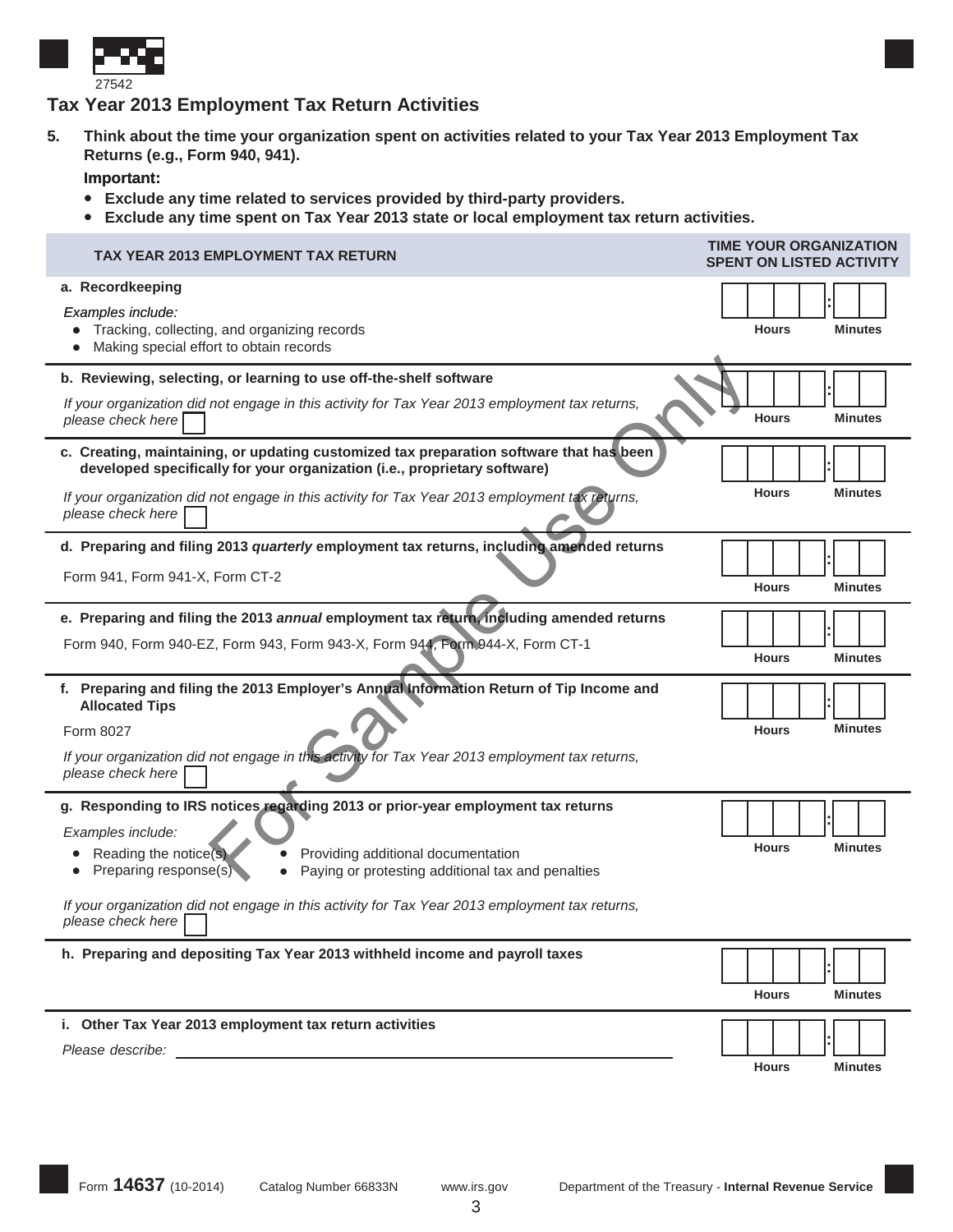27542

## Tax Year 2013 Employment Tax Return Activities

**5. Think about the time your organization spent on activities related to your Tax Year 2013 Employment Tax Returns (e.g., Form 940, 941).**

**Important:**

- **Exclude any time related to services provided by third-party providers.**
- **Exclude any time spent on Tax Year 2013 state or local employment tax return activities.**

| TAX YEAR 2013 EMPLOYMENT TAX RETURN | TIME YOUR ORGANIZATION SPENT ON LISTED ACTIVITY |
|---|---|
| **a. Recordkeeping**<br>*Examples include:*<br>• Tracking, collecting, and organizing records<br>• Making special effort to obtain records | ____ Hours : __ Minutes |
| **b. Reviewing, selecting, or learning to use off-the-shelf software**<br>*If your organization did not engage in this activity for Tax Year 2013 employment tax returns, please check here* ☐ | ____ Hours : __ Minutes |
| **c. Creating, maintaining, or updating customized tax preparation software that has been developed specifically for your organization (i.e., proprietary software)**<br>*If your organization did not engage in this activity for Tax Year 2013 employment tax returns, please check here* ☐ | ____ Hours : __ Minutes |
| **d. Preparing and filing 2013 *quarterly* employment tax returns, including amended returns**<br>Form 941, Form 941-X, Form CT-2 | ____ Hours : __ Minutes |
| **e. Preparing and filing the 2013 *annual* employment tax return, including amended returns**<br>Form 940, Form 940-EZ, Form 943, Form 943-X, Form 944, Form 944-X, Form CT-1 | ____ Hours : __ Minutes |
| **f. Preparing and filing the 2013 Employer's Annual Information Return of Tip Income and Allocated Tips**<br>Form 8027<br>*If your organization did not engage in this activity for Tax Year 2013 employment tax returns, please check here* ☐ | ____ Hours : __ Minutes |
| **g. Responding to IRS notices regarding 2013 or prior-year employment tax returns**<br>*Examples include:*<br>• Reading the notice(s)<br>• Preparing response(s)<br>• Providing additional documentation<br>• Paying or protesting additional tax and penalties<br>*If your organization did not engage in this activity for Tax Year 2013 employment tax returns, please check here* ☐ | ____ Hours : __ Minutes |
| **h. Preparing and depositing Tax Year 2013 withheld income and payroll taxes** | ____ Hours : __ Minutes |
| **i. Other Tax Year 2013 employment tax return activities**<br>*Please describe:* ________________________________ | ____ Hours : __ Minutes |

For Sample Use Only

Form **14637** (10-2014) Catalog Number 66833N www.irs.gov Department of the Treasury - **Internal Revenue Service**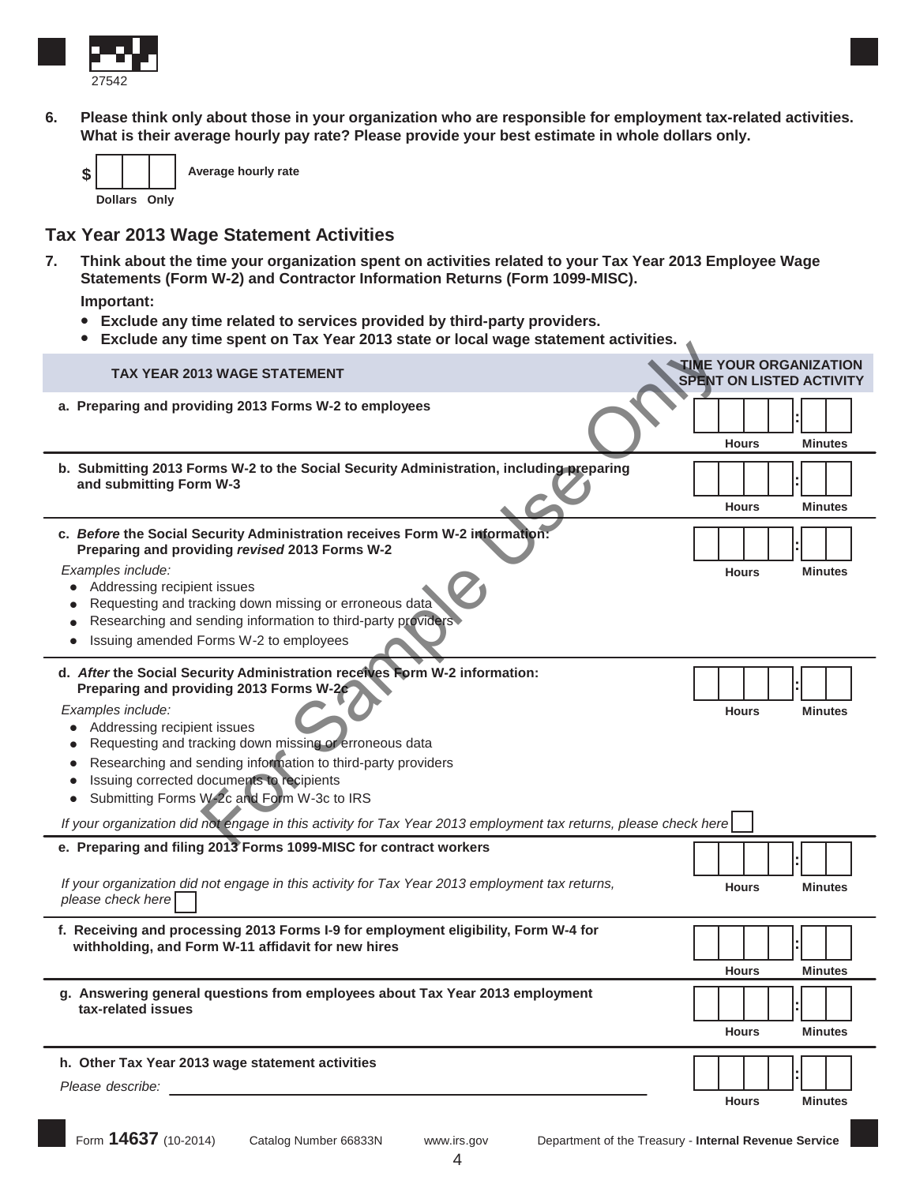27542

6. **Please think only about those in your organization who are responsible for employment tax-related activities. What is their average hourly pay rate? Please provide your best estimate in whole dollars only.**

   $ ☐☐☐ **Average hourly rate**
   **Dollars Only**

## Tax Year 2013 Wage Statement Activities

7. **Think about the time your organization spent on activities related to your Tax Year 2013 Employee Wage Statements (Form W-2) and Contractor Information Returns (Form 1099-MISC).**

   **Important:**
   - **Exclude any time related to services provided by third-party providers.**
   - **Exclude any time spent on Tax Year 2013 state or local wage statement activities.**

| TAX YEAR 2013 WAGE STATEMENT | TIME YOUR ORGANIZATION SPENT ON LISTED ACTIVITY |
|---|---|
| **a. Preparing and providing 2013 Forms W-2 to employees** | ☐☐☐☐ : ☐☐ Hours Minutes |
| **b. Submitting 2013 Forms W-2 to the Social Security Administration, including preparing and submitting Form W-3** | ☐☐☐☐ : ☐☐ Hours Minutes |
| **c. *Before* the Social Security Administration receives Form W-2 information: Preparing and providing *revised* 2013 Forms W-2**<br>*Examples include:*<br>• Addressing recipient issues<br>• Requesting and tracking down missing or erroneous data<br>• Researching and sending information to third-party providers<br>• Issuing amended Forms W-2 to employees | ☐☐☐☐ : ☐☐ Hours Minutes |
| **d. *After* the Social Security Administration receives Form W-2 information: Preparing and providing 2013 Forms W-2c**<br>*Examples include:*<br>• Addressing recipient issues<br>• Requesting and tracking down missing or erroneous data<br>• Researching and sending information to third-party providers<br>• Issuing corrected documents to recipients<br>• Submitting Forms W-2c and Form W-3c to IRS<br>*If your organization did not engage in this activity for Tax Year 2013 employment tax returns, please check here* ☐ | ☐☐☐☐ : ☐☐ Hours Minutes |
| **e. Preparing and filing 2013 Forms 1099-MISC for contract workers**<br>*If your organization did not engage in this activity for Tax Year 2013 employment tax returns, please check here* ☐ | ☐☐☐☐ : ☐☐ Hours Minutes |
| **f. Receiving and processing 2013 Forms I-9 for employment eligibility, Form W-4 for withholding, and Form W-11 affidavit for new hires** | ☐☐☐☐ : ☐☐ Hours Minutes |
| **g. Answering general questions from employees about Tax Year 2013 employment tax-related issues** | ☐☐☐☐ : ☐☐ Hours Minutes |
| **h. Other Tax Year 2013 wage statement activities**<br>*Please describe:* ________________ | ☐☐☐☐ : ☐☐ Hours Minutes |

Form **14637** (10-2014) Catalog Number 66833N www.irs.gov Department of the Treasury - **Internal Revenue Service**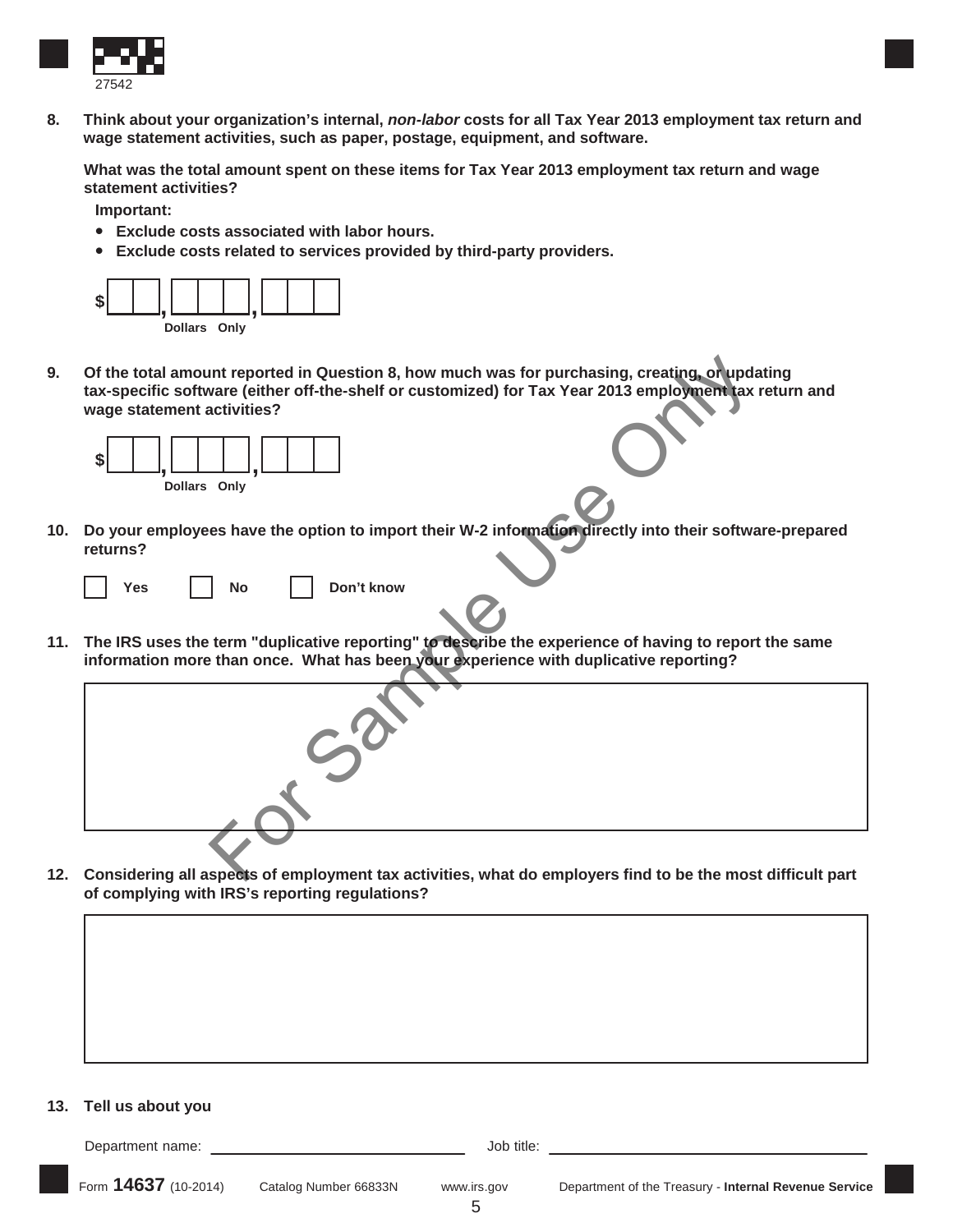**8. Think about your organization's internal, *non-labor* costs for all Tax Year 2013 employment tax return and wage statement activities, such as paper, postage, equipment, and software.**

**What was the total amount spent on these items for Tax Year 2013 employment tax return and wage statement activities?**

**Important:**

- **Exclude costs associated with labor hours.**
- **Exclude costs related to services provided by third-party providers.**

$ ___ , ___ , ___
Dollars Only

**9. Of the total amount reported in Question 8, how much was for purchasing, creating, or updating tax-specific software (either off-the-shelf or customized) for Tax Year 2013 employment tax return and wage statement activities?**

$ ___ , ___ , ___
Dollars Only

**10. Do your employees have the option to import their W-2 information directly into their software-prepared returns?**

☐ Yes ☐ No ☐ Don't know

**11. The IRS uses the term "duplicative reporting" to describe the experience of having to report the same information more than once. What has been your experience with duplicative reporting?**

**12. Considering all aspects of employment tax activities, what do employers find to be the most difficult part of complying with IRS's reporting regulations?**

**13. Tell us about you**

Department name: ______________________ Job title: ______________________

For Sample Use Only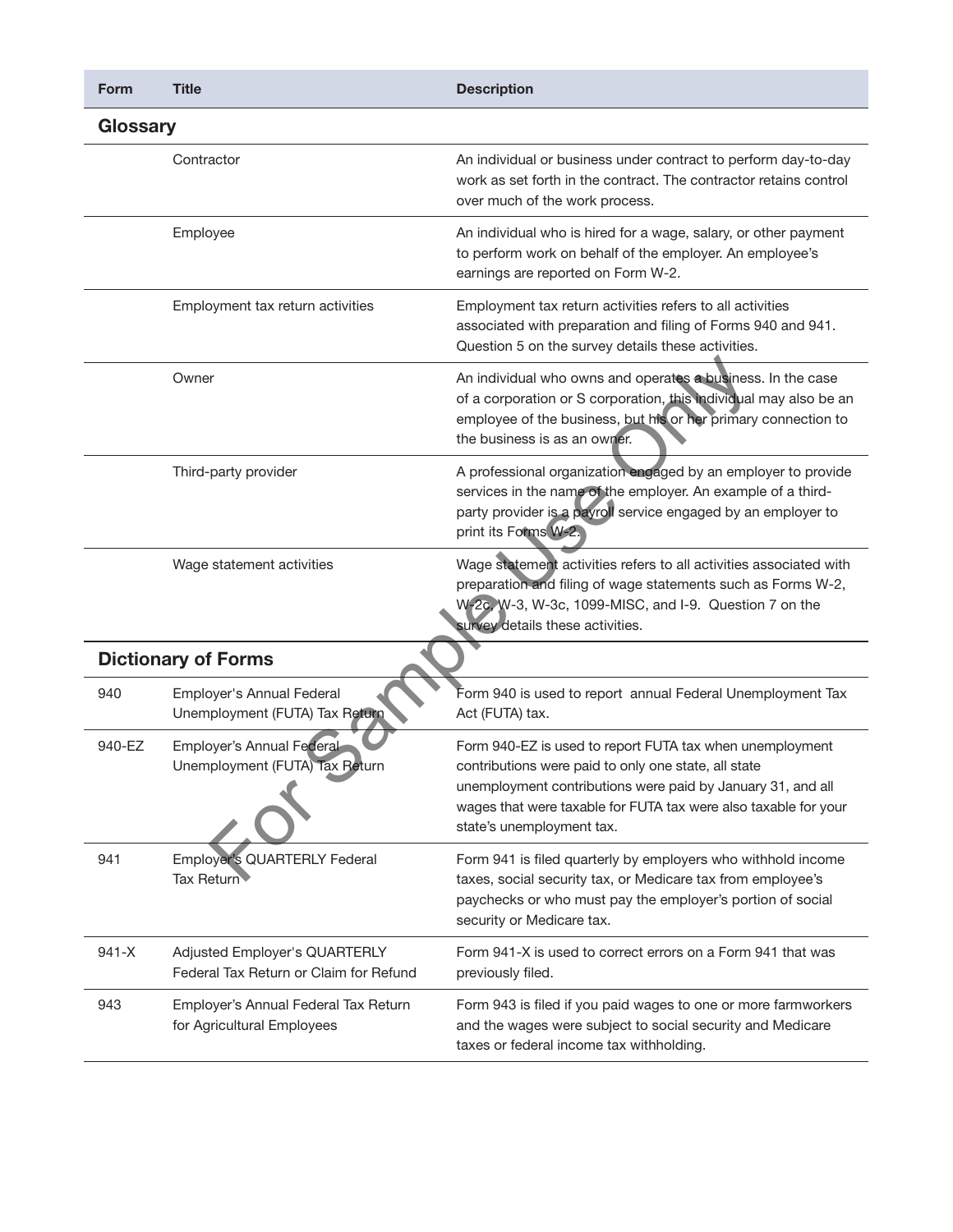| Form | Title | Description |
|---|---|---|
| **Glossary** | | |
| | Contractor | An individual or business under contract to perform day-to-day work as set forth in the contract. The contractor retains control over much of the work process. |
| | Employee | An individual who is hired for a wage, salary, or other payment to perform work on behalf of the employer. An employee's earnings are reported on Form W-2. |
| | Employment tax return activities | Employment tax return activities refers to all activities associated with preparation and filing of Forms 940 and 941. Question 5 on the survey details these activities. |
| | Owner | An individual who owns and operates a business. In the case of a corporation or S corporation, this individual may also be an employee of the business, but his or her primary connection to the business is as an owner. |
| | Third-party provider | A professional organization engaged by an employer to provide services in the name of the employer. An example of a third-party provider is a payroll service engaged by an employer to print its Forms W-2. |
| | Wage statement activities | Wage statement activities refers to all activities associated with preparation and filing of wage statements such as Forms W-2, W-2c, W-3, W-3c, 1099-MISC, and I-9. Question 7 on the survey details these activities. |
| **Dictionary of Forms** | | |
| 940 | Employer's Annual Federal Unemployment (FUTA) Tax Return | Form 940 is used to report annual Federal Unemployment Tax Act (FUTA) tax. |
| 940-EZ | Employer's Annual Federal Unemployment (FUTA) Tax Return | Form 940-EZ is used to report FUTA tax when unemployment contributions were paid to only one state, all state unemployment contributions were paid by January 31, and all wages that were taxable for FUTA tax were also taxable for your state's unemployment tax. |
| 941 | Employer's QUARTERLY Federal Tax Return | Form 941 is filed quarterly by employers who withhold income taxes, social security tax, or Medicare tax from employee's paychecks or who must pay the employer's portion of social security or Medicare tax. |
| 941-X | Adjusted Employer's QUARTERLY Federal Tax Return or Claim for Refund | Form 941-X is used to correct errors on a Form 941 that was previously filed. |
| 943 | Employer's Annual Federal Tax Return for Agricultural Employees | Form 943 is filed if you paid wages to one or more farmworkers and the wages were subject to social security and Medicare taxes or federal income tax withholding. |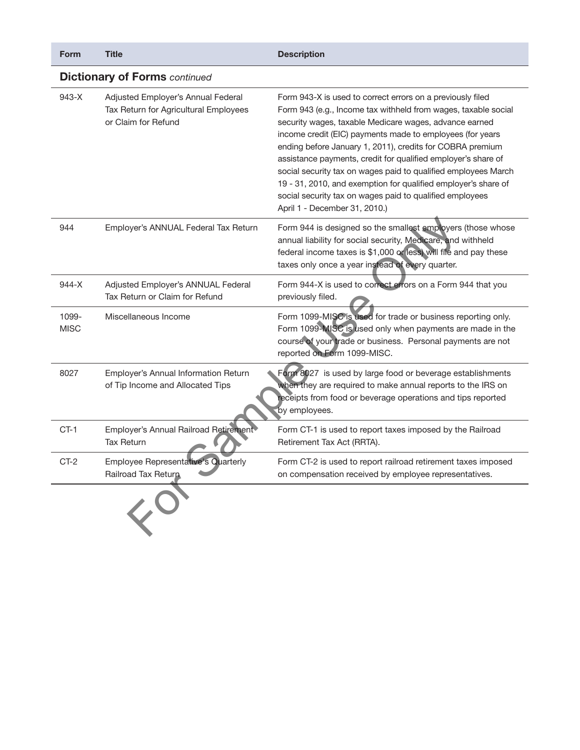| Form | Title | Description |
|---|---|---|
| **Dictionary of Forms** *continued* | | |
| 943-X | Adjusted Employer's Annual Federal Tax Return for Agricultural Employees or Claim for Refund | Form 943-X is used to correct errors on a previously filed Form 943 (e.g., Income tax withheld from wages, taxable social security wages, taxable Medicare wages, advance earned income credit (EIC) payments made to employees (for years ending before January 1, 2011), credits for COBRA premium assistance payments, credit for qualified employer's share of social security tax on wages paid to qualified employees March 19 - 31, 2010, and exemption for qualified employer's share of social security tax on wages paid to qualified employees April 1 - December 31, 2010.) |
| 944 | Employer's ANNUAL Federal Tax Return | Form 944 is designed so the smallest employers (those whose annual liability for social security, Medicare, and withheld federal income taxes is $1,000 or less) will file and pay these taxes only once a year instead of every quarter. |
| 944-X | Adjusted Employer's ANNUAL Federal Tax Return or Claim for Refund | Form 944-X is used to correct errors on a Form 944 that you previously filed. |
| 1099-MISC | Miscellaneous Income | Form 1099-MISC is used for trade or business reporting only. Form 1099-MISC is used only when payments are made in the course of your trade or business. Personal payments are not reported on Form 1099-MISC. |
| 8027 | Employer's Annual Information Return of Tip Income and Allocated Tips | Form 8027 is used by large food or beverage establishments when they are required to make annual reports to the IRS on receipts from food or beverage operations and tips reported by employees. |
| CT-1 | Employer's Annual Railroad Retirement Tax Return | Form CT-1 is used to report taxes imposed by the Railroad Retirement Tax Act (RRTA). |
| CT-2 | Employee Representative's Quarterly Railroad Tax Return | Form CT-2 is used to report railroad retirement taxes imposed on compensation received by employee representatives. |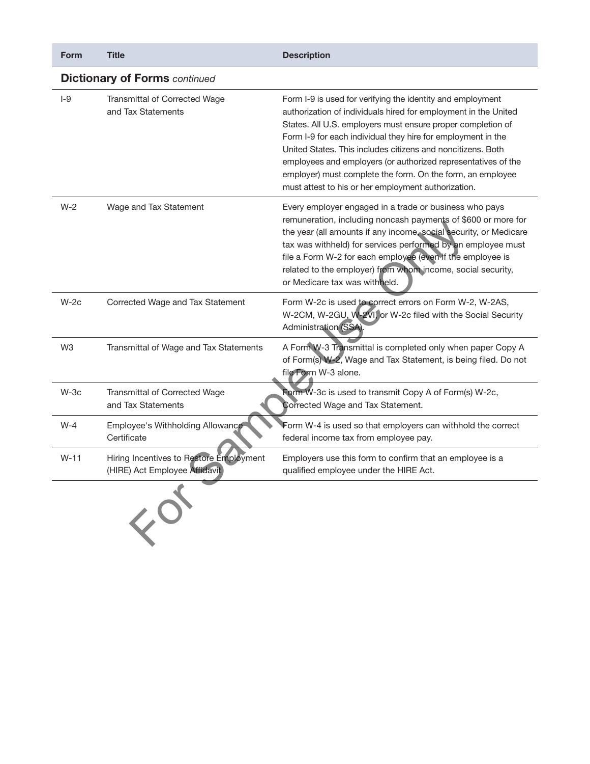| Form | Title | Description |
|---|---|---|
| **Dictionary of Forms** *continued* | | |
| I-9 | Transmittal of Corrected Wage and Tax Statements | Form I-9 is used for verifying the identity and employment authorization of individuals hired for employment in the United States. All U.S. employers must ensure proper completion of Form I-9 for each individual they hire for employment in the United States. This includes citizens and noncitizens. Both employees and employers (or authorized representatives of the employer) must complete the form. On the form, an employee must attest to his or her employment authorization. |
| W-2 | Wage and Tax Statement | Every employer engaged in a trade or business who pays remuneration, including noncash payments of $600 or more for the year (all amounts if any income, social security, or Medicare tax was withheld) for services performed by an employee must file a Form W-2 for each employee (even if the employee is related to the employer) from whom income, social security, or Medicare tax was withheld. |
| W-2c | Corrected Wage and Tax Statement | Form W-2c is used to correct errors on Form W-2, W-2AS, W-2CM, W-2GU, W-2VI, or W-2c filed with the Social Security Administration (SSA). |
| W3 | Transmittal of Wage and Tax Statements | A Form W-3 Transmittal is completed only when paper Copy A of Form(s) W-2, Wage and Tax Statement, is being filed. Do not file Form W-3 alone. |
| W-3c | Transmittal of Corrected Wage and Tax Statements | Form W-3c is used to transmit Copy A of Form(s) W-2c, Corrected Wage and Tax Statement. |
| W-4 | Employee's Withholding Allowance Certificate | Form W-4 is used so that employers can withhold the correct federal income tax from employee pay. |
| W-11 | Hiring Incentives to Restore Employment (HIRE) Act Employee Affidavit | Employers use this form to confirm that an employee is a qualified employee under the HIRE Act. |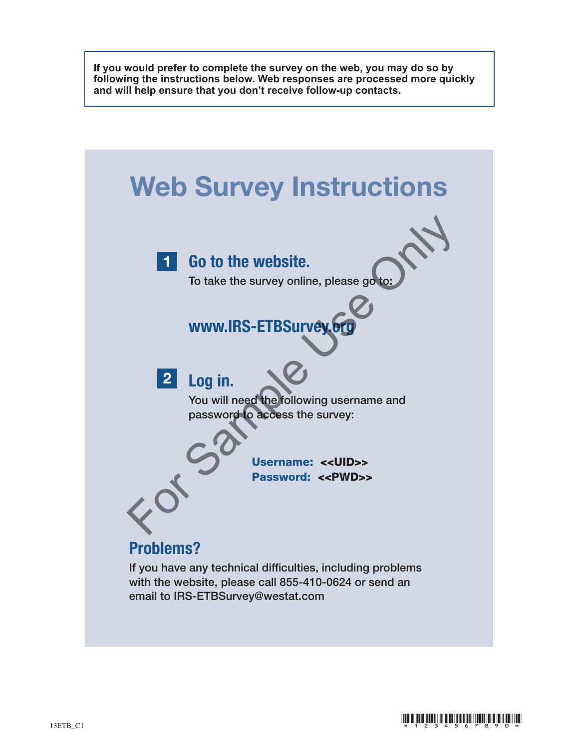**If you would prefer to complete the survey on the web, you may do so by following the instructions below. Web responses are processed more quickly and will help ensure that you don't receive follow-up contacts.**

# Web Survey Instructions

## 1 Go to the website.

To take the survey online, please go to:

**www.IRS-ETBSurvey.org**

## 2 Log in.

You will need the following username and password to access the survey:

**Username: <<UID>>**
**Password: <<PWD>>**

For Sample Use Only

## Problems?

If you have any technical difficulties, including problems with the website, please call 855-410-0624 or send an email to IRS-ETBSurvey@westat.com

13ETB_C1

*1234567890*